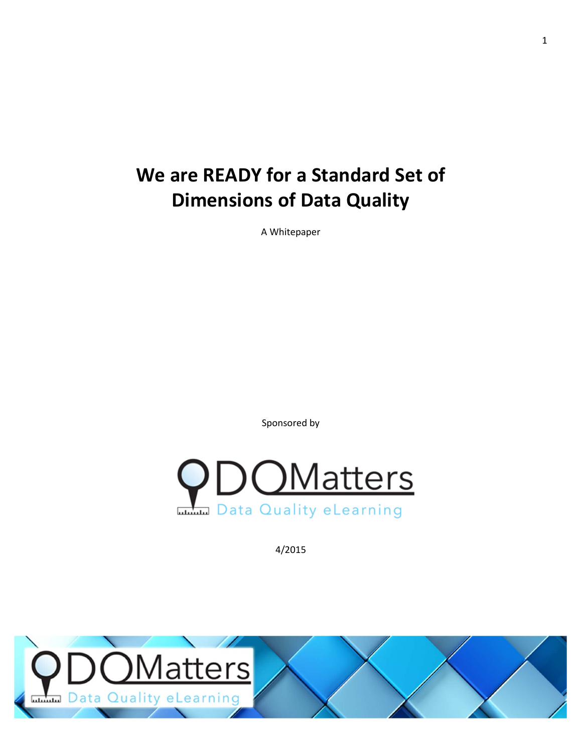# We are READY for a Standard Set of Dimensions of Data Quality

A Whitepaper

Sponsored by

DQMatters
Data Quality eLearning

4/2015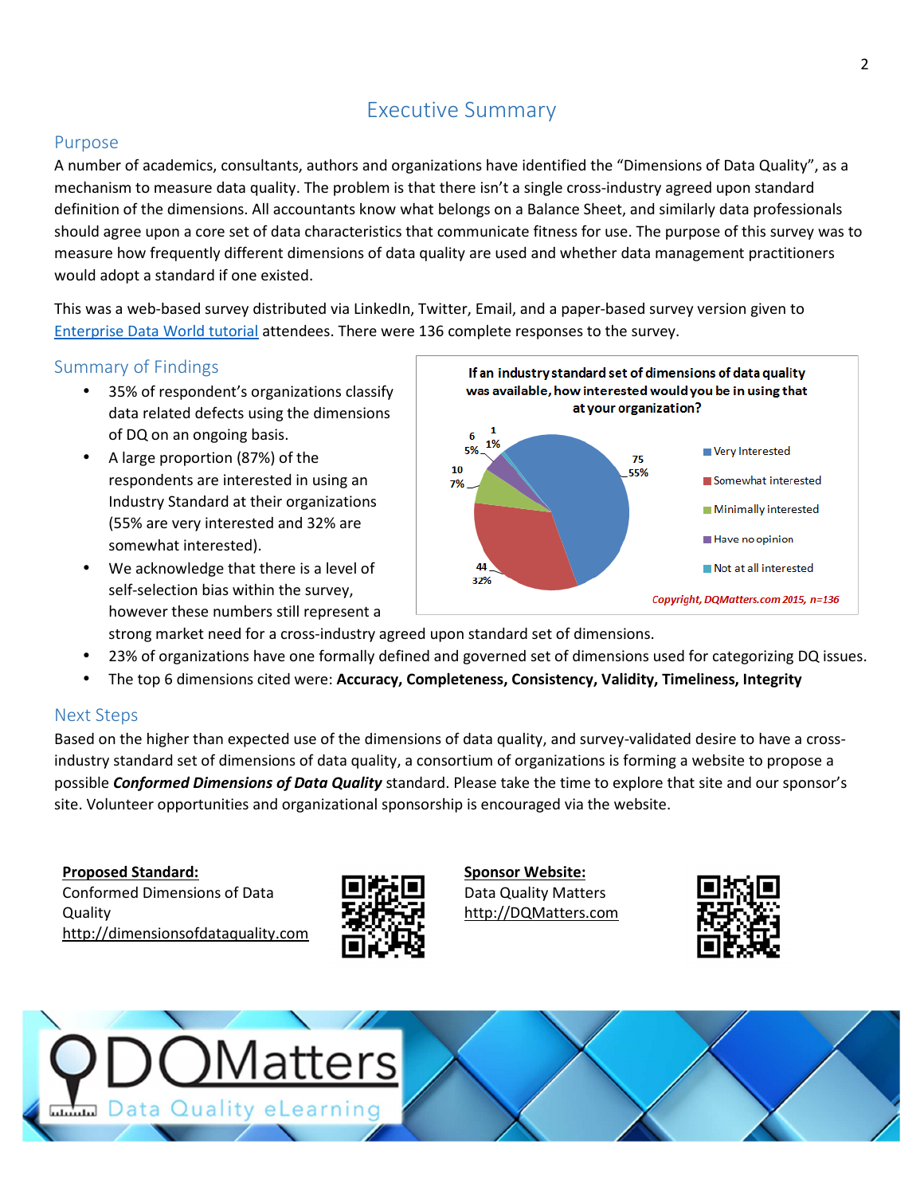# Executive Summary

## Purpose

A number of academics, consultants, authors and organizations have identified the "Dimensions of Data Quality", as a mechanism to measure data quality. The problem is that there isn't a single cross-industry agreed upon standard definition of the dimensions. All accountants know what belongs on a Balance Sheet, and similarly data professionals should agree upon a core set of data characteristics that communicate fitness for use. The purpose of this survey was to measure how frequently different dimensions of data quality are used and whether data management practitioners would adopt a standard if one existed.

This was a web-based survey distributed via LinkedIn, Twitter, Email, and a paper-based survey version given to Enterprise Data World tutorial attendees. There were 136 complete responses to the survey.

## Summary of Findings

- 35% of respondent's organizations classify data related defects using the dimensions of DQ on an ongoing basis.
- A large proportion (87%) of the respondents are interested in using an Industry Standard at their organizations (55% are very interested and 32% are somewhat interested).
- We acknowledge that there is a level of self-selection bias within the survey, however these numbers still represent a strong market need for a cross-industry agreed upon standard set of dimensions.
- 23% of organizations have one formally defined and governed set of dimensions used for categorizing DQ issues.
- The top 6 dimensions cited were: **Accuracy, Completeness, Consistency, Validity, Timeliness, Integrity**

**If an industry standard set of dimensions of data quality was available, how interested would you be in using that at your organization?**

| Response | Count | Percent |
|---|---|---|
| Very Interested | 75 | 55% |
| Somewhat interested | 44 | 32% |
| Minimally interested | 10 | 7% |
| Have no opinion | 6 | 5% |
| Not at all interested | 1 | 1% |

*Copyright, DQMatters.com 2015, n=136*

## Next Steps

Based on the higher than expected use of the dimensions of data quality, and survey-validated desire to have a cross-industry standard set of dimensions of data quality, a consortium of organizations is forming a website to propose a possible ***Conformed Dimensions of Data Quality*** standard. Please take the time to explore that site and our sponsor's site. Volunteer opportunities and organizational sponsorship is encouraged via the website.

**Proposed Standard:**
Conformed Dimensions of Data Quality
http://dimensionsofdataquality.com

**Sponsor Website:**
Data Quality Matters
http://DQMatters.com

DQMatters
Data Quality eLearning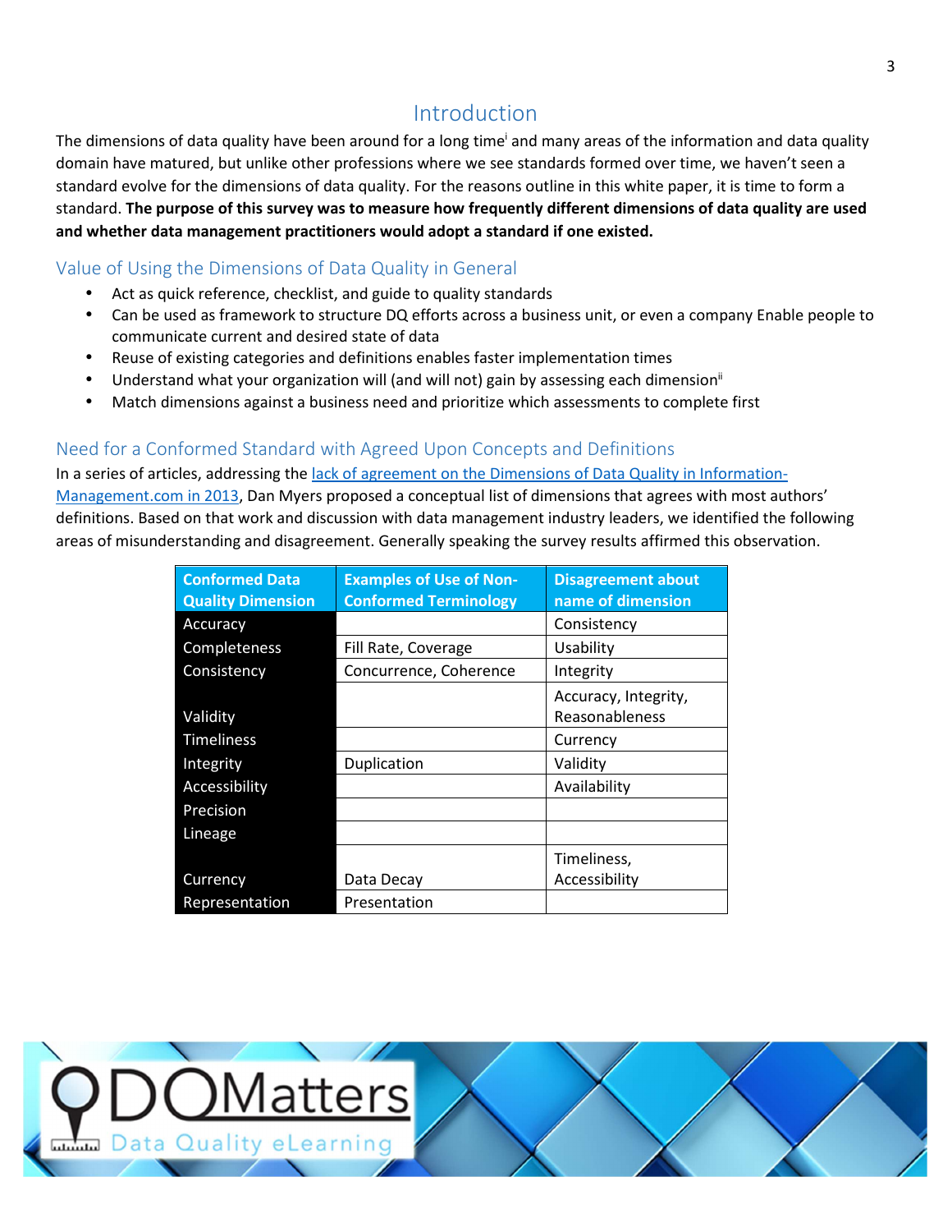# Introduction

The dimensions of data quality have been around for a long time[i] and many areas of the information and data quality domain have matured, but unlike other professions where we see standards formed over time, we haven't seen a standard evolve for the dimensions of data quality. For the reasons outline in this white paper, it is time to form a standard. **The purpose of this survey was to measure how frequently different dimensions of data quality are used and whether data management practitioners would adopt a standard if one existed.**

## Value of Using the Dimensions of Data Quality in General

- Act as quick reference, checklist, and guide to quality standards
- Can be used as framework to structure DQ efforts across a business unit, or even a company Enable people to communicate current and desired state of data
- Reuse of existing categories and definitions enables faster implementation times
- Understand what your organization will (and will not) gain by assessing each dimension[ii]
- Match dimensions against a business need and prioritize which assessments to complete first

## Need for a Conformed Standard with Agreed Upon Concepts and Definitions

In a series of articles, addressing the lack of agreement on the Dimensions of Data Quality in Information-Management.com in 2013, Dan Myers proposed a conceptual list of dimensions that agrees with most authors' definitions. Based on that work and discussion with data management industry leaders, we identified the following areas of misunderstanding and disagreement. Generally speaking the survey results affirmed this observation.

| Conformed Data Quality Dimension | Examples of Use of Non-Conformed Terminology | Disagreement about name of dimension |
|---|---|---|
| Accuracy | | Consistency |
| Completeness | Fill Rate, Coverage | Usability |
| Consistency | Concurrence, Coherence | Integrity |
| Validity | | Accuracy, Integrity, Reasonableness |
| Timeliness | | Currency |
| Integrity | Duplication | Validity |
| Accessibility | | Availability |
| Precision | | |
| Lineage | | |
| Currency | Data Decay | Timeliness, Accessibility |
| Representation | Presentation | |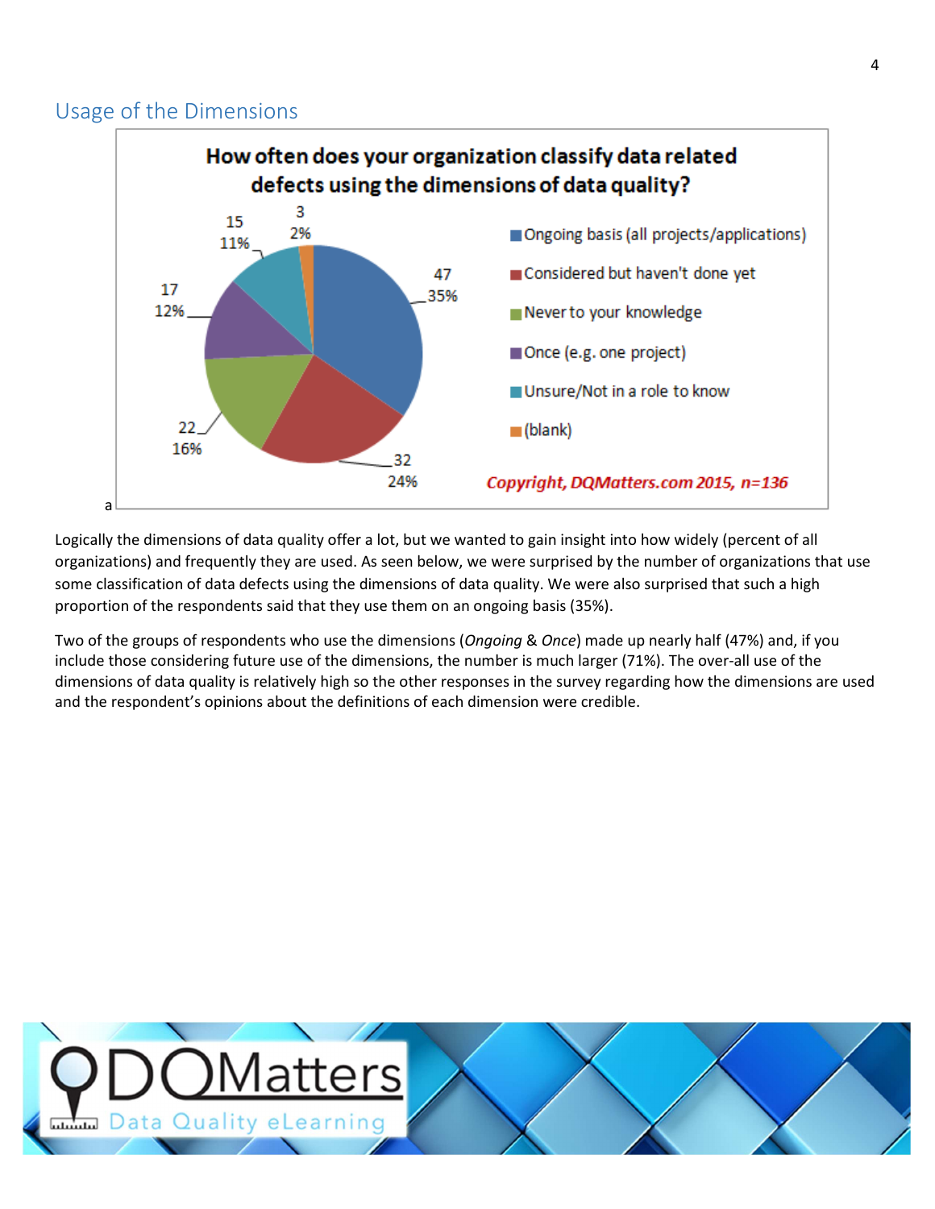## Usage of the Dimensions

**How often does your organization classify data related defects using the dimensions of data quality?**

| Response | Count | Percent |
|---|---|---|
| Ongoing basis (all projects/applications) | 47 | 35% |
| Considered but haven't done yet | 32 | 24% |
| Never to your knowledge | 22 | 16% |
| Once (e.g. one project) | 17 | 12% |
| Unsure/Not in a role to know | 15 | 11% |
| (blank) | 3 | 2% |

*Copyright, DQMatters.com 2015, n=136*

a

Logically the dimensions of data quality offer a lot, but we wanted to gain insight into how widely (percent of all organizations) and frequently they are used. As seen below, we were surprised by the number of organizations that use some classification of data defects using the dimensions of data quality. We were also surprised that such a high proportion of the respondents said that they use them on an ongoing basis (35%).

Two of the groups of respondents who use the dimensions (*Ongoing* & *Once*) made up nearly half (47%) and, if you include those considering future use of the dimensions, the number is much larger (71%). The over-all use of the dimensions of data quality is relatively high so the other responses in the survey regarding how the dimensions are used and the respondent's opinions about the definitions of each dimension were credible.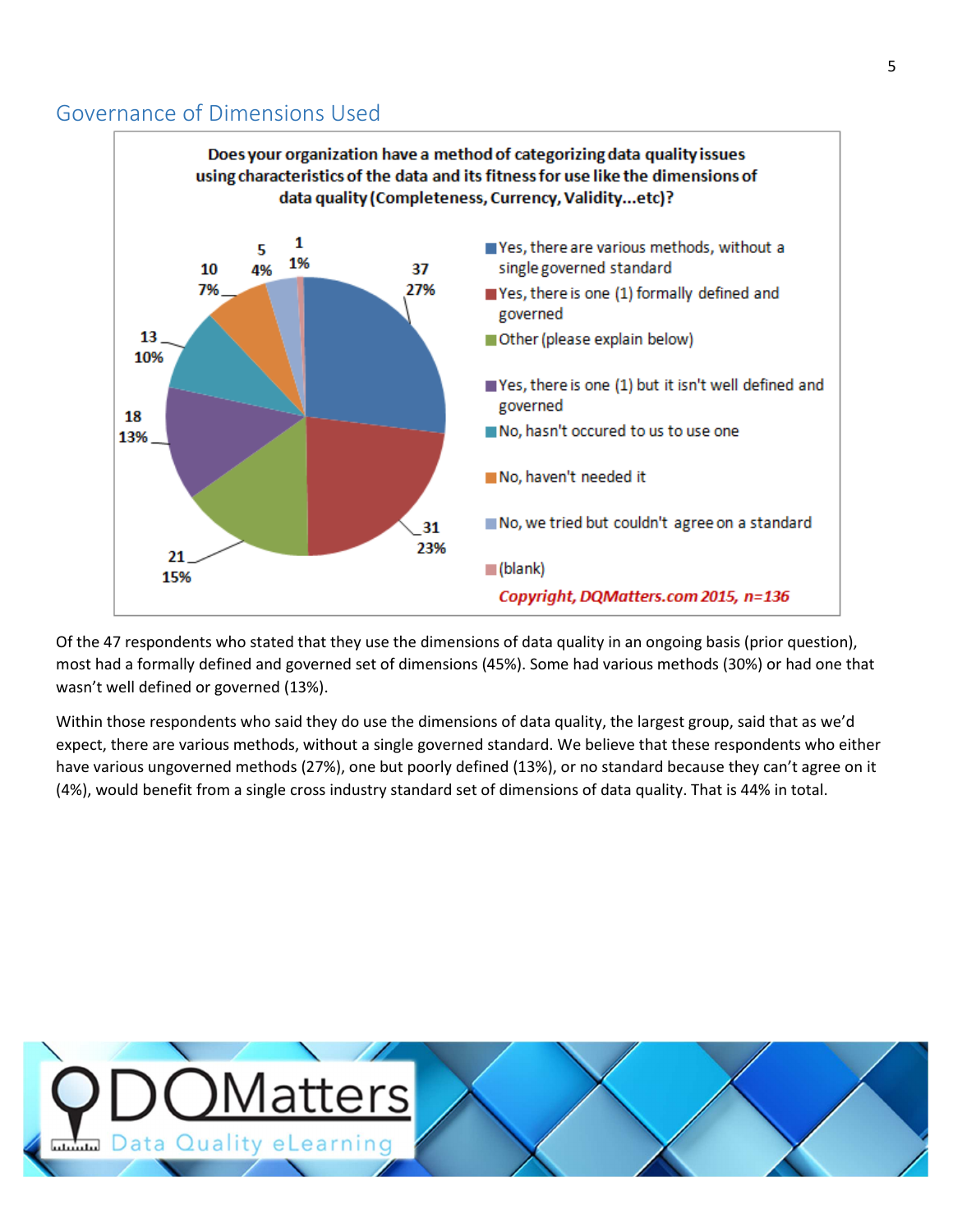## Governance of Dimensions Used

**Does your organization have a method of categorizing data quality issues using characteristics of the data and its fitness for use like the dimensions of data quality (Completeness, Currency, Validity...etc)?**

| Response | Count | Percent |
|---|---|---|
| Yes, there are various methods, without a single governed standard | 37 | 27% |
| Yes, there is one (1) formally defined and governed | 31 | 23% |
| Other (please explain below) | 21 | 15% |
| Yes, there is one (1) but it isn't well defined and governed | 18 | 13% |
| No, hasn't occured to us to use one | 13 | 10% |
| No, haven't needed it | 10 | 7% |
| No, we tried but couldn't agree on a standard | 5 | 4% |
| (blank) | 1 | 1% |

*Copyright, DQMatters.com 2015, n=136*

Of the 47 respondents who stated that they use the dimensions of data quality in an ongoing basis (prior question), most had a formally defined and governed set of dimensions (45%). Some had various methods (30%) or had one that wasn't well defined or governed (13%).

Within those respondents who said they do use the dimensions of data quality, the largest group, said that as we'd expect, there are various methods, without a single governed standard. We believe that these respondents who either have various ungoverned methods (27%), one but poorly defined (13%), or no standard because they can't agree on it (4%), would benefit from a single cross industry standard set of dimensions of data quality. That is 44% in total.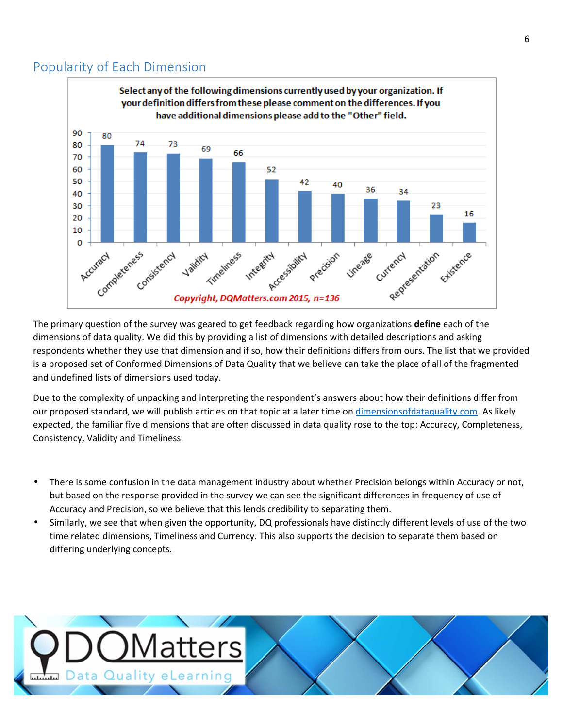## Popularity of Each Dimension

**Select any of the following dimensions currently used by your organization. If your definition differs from these please comment on the differences. If you have additional dimensions please add to the "Other" field.**

| Dimension | Count |
|---|---|
| Accuracy | 80 |
| Completeness | 74 |
| Consistency | 73 |
| Validity | 69 |
| Timeliness | 66 |
| Integrity | 52 |
| Accessibility | 42 |
| Precision | 40 |
| Lineage | 36 |
| Currency | 34 |
| Representation | 23 |
| Existence | 16 |

*Copyright, DQMatters.com 2015, n=136*

The primary question of the survey was geared to get feedback regarding how organizations **define** each of the dimensions of data quality. We did this by providing a list of dimensions with detailed descriptions and asking respondents whether they use that dimension and if so, how their definitions differs from ours. The list that we provided is a proposed set of Conformed Dimensions of Data Quality that we believe can take the place of all of the fragmented and undefined lists of dimensions used today.

Due to the complexity of unpacking and interpreting the respondent's answers about how their definitions differ from our proposed standard, we will publish articles on that topic at a later time on [dimensionsofdataquality.com](dimensionsofdataquality.com). As likely expected, the familiar five dimensions that are often discussed in data quality rose to the top: Accuracy, Completeness, Consistency, Validity and Timeliness.

- There is some confusion in the data management industry about whether Precision belongs within Accuracy or not, but based on the response provided in the survey we can see the significant differences in frequency of use of Accuracy and Precision, so we believe that this lends credibility to separating them.
- Similarly, we see that when given the opportunity, DQ professionals have distinctly different levels of use of the two time related dimensions, Timeliness and Currency. This also supports the decision to separate them based on differing underlying concepts.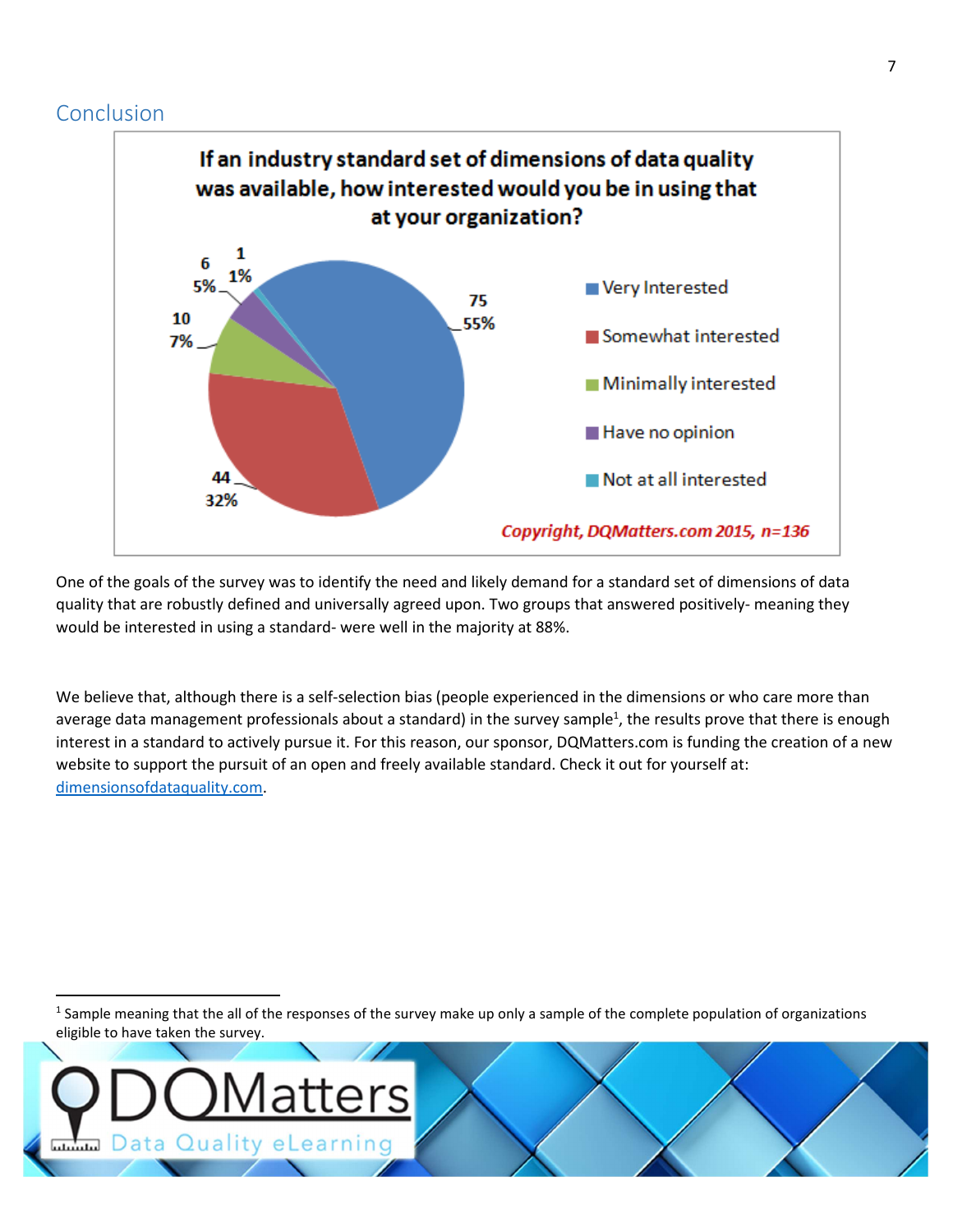## Conclusion

**If an industry standard set of dimensions of data quality was available, how interested would you be in using that at your organization?**

| Response | Count | Percent |
| --- | --- | --- |
| Very Interested | 75 | 55% |
| Somewhat interested | 44 | 32% |
| Minimally interested | 10 | 7% |
| Have no opinion | 6 | 5% |
| Not at all interested | 1 | 1% |

*Copyright, DQMatters.com 2015, n=136*

One of the goals of the survey was to identify the need and likely demand for a standard set of dimensions of data quality that are robustly defined and universally agreed upon. Two groups that answered positively- meaning they would be interested in using a standard- were well in the majority at 88%.

We believe that, although there is a self-selection bias (people experienced in the dimensions or who care more than average data management professionals about a standard) in the survey sample[1], the results prove that there is enough interest in a standard to actively pursue it. For this reason, our sponsor, DQMatters.com is funding the creation of a new website to support the pursuit of an open and freely available standard. Check it out for yourself at: dimensionsofdataquality.com.

[1] Sample meaning that the all of the responses of the survey make up only a sample of the complete population of organizations eligible to have taken the survey.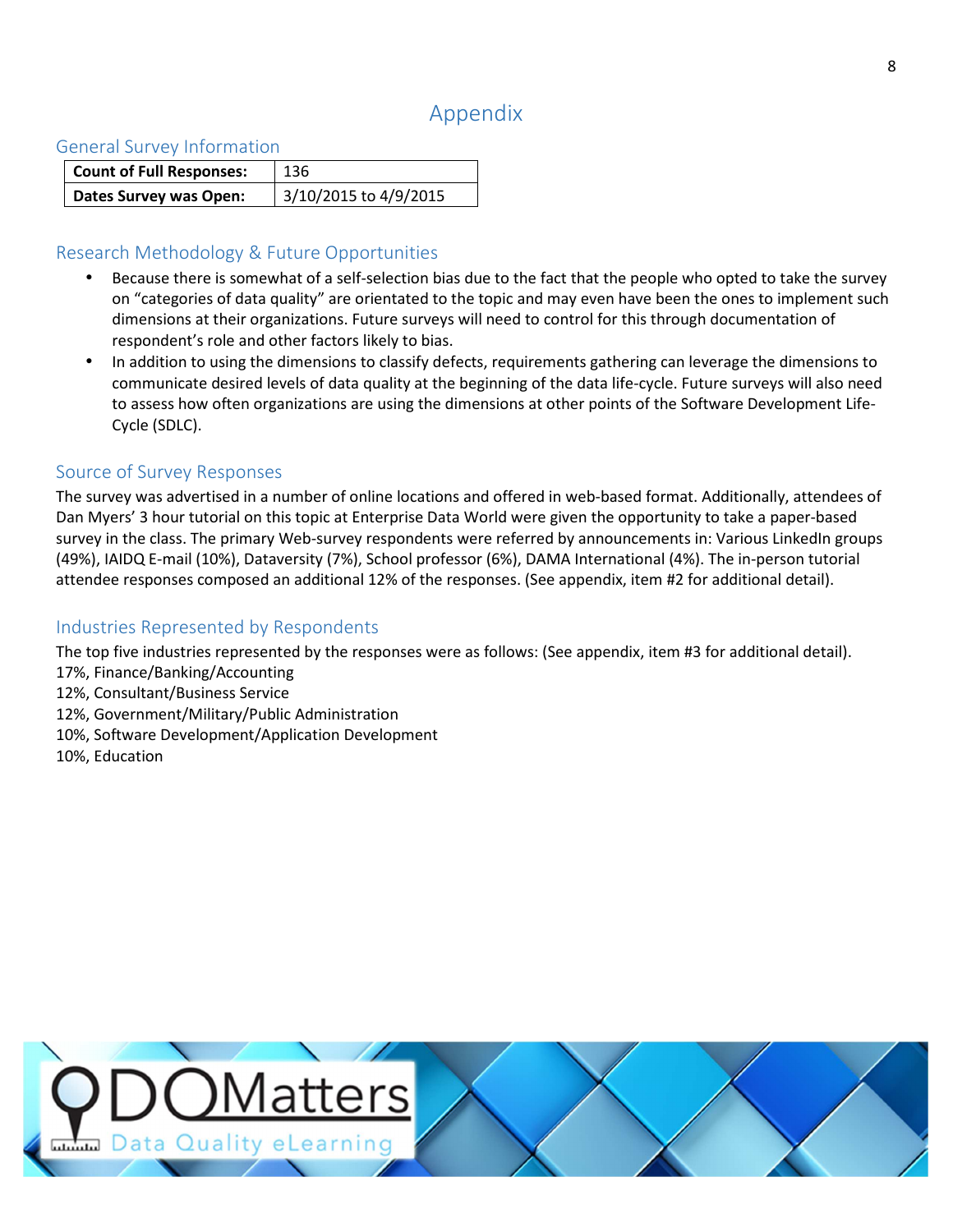# Appendix

## General Survey Information

| **Count of Full Responses:** | 136 |
|---|---|
| **Dates Survey was Open:** | 3/10/2015 to 4/9/2015 |

## Research Methodology & Future Opportunities

- Because there is somewhat of a self-selection bias due to the fact that the people who opted to take the survey on "categories of data quality" are orientated to the topic and may even have been the ones to implement such dimensions at their organizations. Future surveys will need to control for this through documentation of respondent's role and other factors likely to bias.
- In addition to using the dimensions to classify defects, requirements gathering can leverage the dimensions to communicate desired levels of data quality at the beginning of the data life-cycle. Future surveys will also need to assess how often organizations are using the dimensions at other points of the Software Development Life-Cycle (SDLC).

## Source of Survey Responses

The survey was advertised in a number of online locations and offered in web-based format. Additionally, attendees of Dan Myers' 3 hour tutorial on this topic at Enterprise Data World were given the opportunity to take a paper-based survey in the class. The primary Web-survey respondents were referred by announcements in: Various LinkedIn groups (49%), IAIDQ E-mail (10%), Dataversity (7%), School professor (6%), DAMA International (4%). The in-person tutorial attendee responses composed an additional 12% of the responses. (See appendix, item #2 for additional detail).

## Industries Represented by Respondents

The top five industries represented by the responses were as follows: (See appendix, item #3 for additional detail).

17%, Finance/Banking/Accounting
12%, Consultant/Business Service
12%, Government/Military/Public Administration
10%, Software Development/Application Development
10%, Education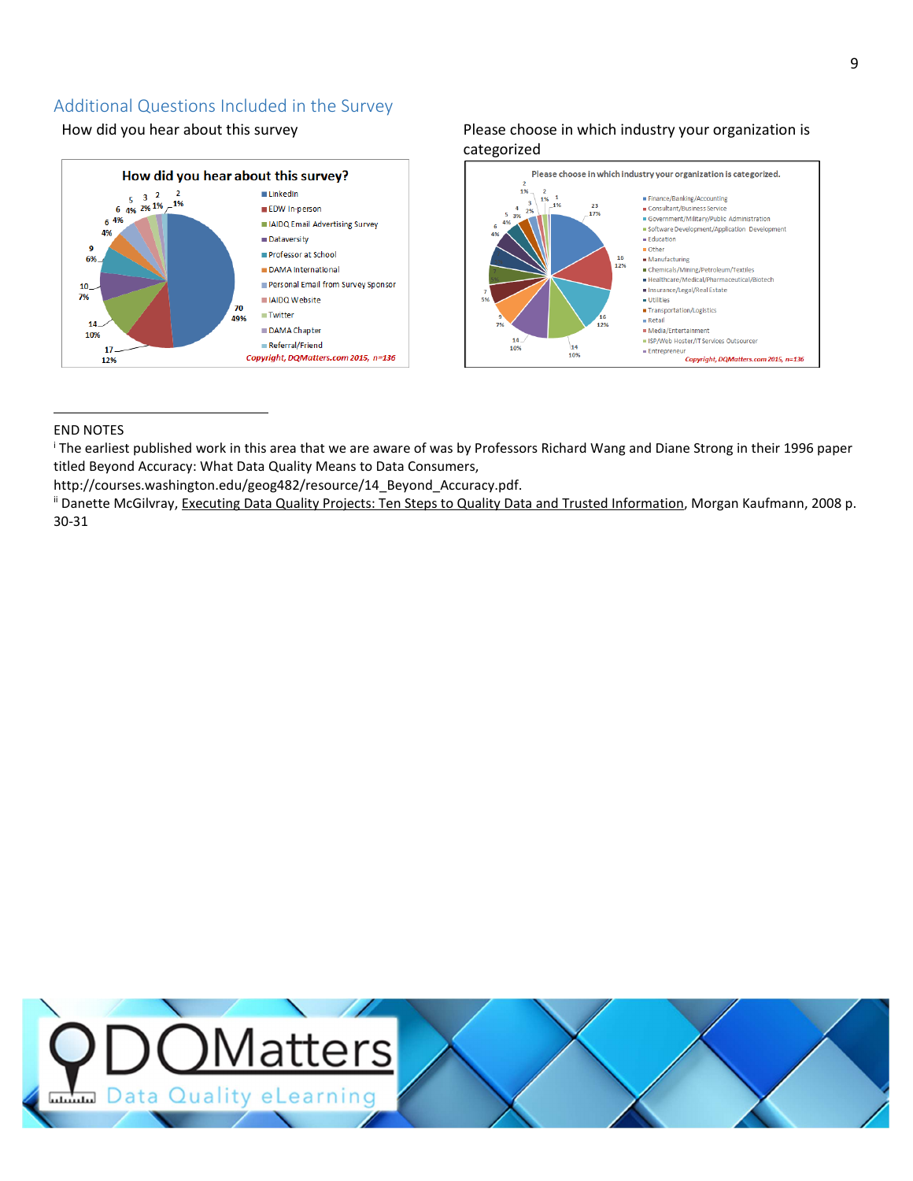## Additional Questions Included in the Survey

How did you hear about this survey

**How did you hear about this survey?**

- LinkedIn
- EDW In-person
- IAIDQ Email Advertising Survey
- Dataversity
- Professor at School
- DAMA International
- Personal Email from Survey Sponsor
- IAIDQ Website
- Twitter
- DAMA Chapter
- Referral/Friend

70
49%

17
12%

14
10%

10
7%

9
6%

6
4%

6
4%

5
4%

3
2%

2
1%

2
1%

*Copyright, DQMatters.com 2015, n=136*

Please choose in which industry your organization is categorized

**Please choose in which industry your organization is categorized.**

- Finance/Banking/Accounting
- Consultant/Business Service
- Government/Military/Public Administration
- Software Development/Application Development
- Education
- Other
- Manufacturing
- Chemicals/Mining/Petroleum/Textiles
- Healthcare/Medical/Pharmaceutical/Biotech
- Insurance/Legal/Real Estate
- Utilities
- Transportation/Logistics
- Retail
- Media/Entertainment
- ISP/Web Hoster/IT Services Outsourcer
- Entrepreneur

23
17%

16
12%

16
12%

14
10%

14
10%

9
7%

7
5%

5%

6
4%

5
3%

4
2%

3
2%

2
1%

2
1%

1
1%

*Copyright, DQMatters.com 2015, n=136*

---

END NOTES

[i] The earliest published work in this area that we are aware of was by Professors Richard Wang and Diane Strong in their 1996 paper titled Beyond Accuracy: What Data Quality Means to Data Consumers, http://courses.washington.edu/geog482/resource/14_Beyond_Accuracy.pdf.

[ii] Danette McGilvray, Executing Data Quality Projects: Ten Steps to Quality Data and Trusted Information, Morgan Kaufmann, 2008 p. 30-31

DQMatters
Data Quality eLearning